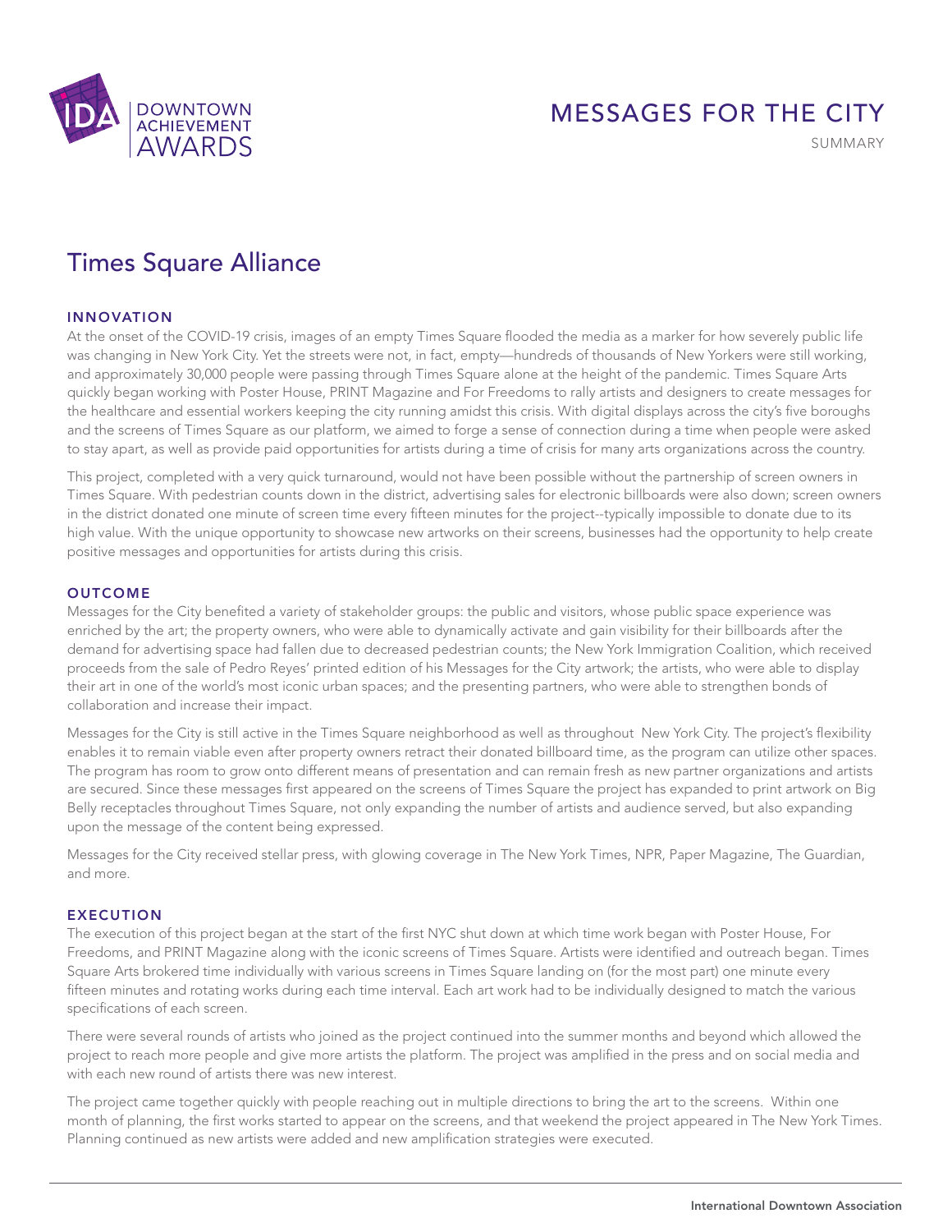IDA DOWNTOWN ACHIEVEMENT AWARDS

# MESSAGES FOR THE CITY

SUMMARY

## Times Square Alliance

### INNOVATION

At the onset of the COVID-19 crisis, images of an empty Times Square flooded the media as a marker for how severely public life was changing in New York City. Yet the streets were not, in fact, empty—hundreds of thousands of New Yorkers were still working, and approximately 30,000 people were passing through Times Square alone at the height of the pandemic. Times Square Arts quickly began working with Poster House, PRINT Magazine and For Freedoms to rally artists and designers to create messages for the healthcare and essential workers keeping the city running amidst this crisis. With digital displays across the city's five boroughs and the screens of Times Square as our platform, we aimed to forge a sense of connection during a time when people were asked to stay apart, as well as provide paid opportunities for artists during a time of crisis for many arts organizations across the country.

This project, completed with a very quick turnaround, would not have been possible without the partnership of screen owners in Times Square. With pedestrian counts down in the district, advertising sales for electronic billboards were also down; screen owners in the district donated one minute of screen time every fifteen minutes for the project--typically impossible to donate due to its high value. With the unique opportunity to showcase new artworks on their screens, businesses had the opportunity to help create positive messages and opportunities for artists during this crisis.

### OUTCOME

Messages for the City benefited a variety of stakeholder groups: the public and visitors, whose public space experience was enriched by the art; the property owners, who were able to dynamically activate and gain visibility for their billboards after the demand for advertising space had fallen due to decreased pedestrian counts; the New York Immigration Coalition, which received proceeds from the sale of Pedro Reyes' printed edition of his Messages for the City artwork; the artists, who were able to display their art in one of the world's most iconic urban spaces; and the presenting partners, who were able to strengthen bonds of collaboration and increase their impact.

Messages for the City is still active in the Times Square neighborhood as well as throughout New York City. The project's flexibility enables it to remain viable even after property owners retract their donated billboard time, as the program can utilize other spaces. The program has room to grow onto different means of presentation and can remain fresh as new partner organizations and artists are secured. Since these messages first appeared on the screens of Times Square the project has expanded to print artwork on Big Belly receptacles throughout Times Square, not only expanding the number of artists and audience served, but also expanding upon the message of the content being expressed.

Messages for the City received stellar press, with glowing coverage in The New York Times, NPR, Paper Magazine, The Guardian, and more.

### EXECUTION

The execution of this project began at the start of the first NYC shut down at which time work began with Poster House, For Freedoms, and PRINT Magazine along with the iconic screens of Times Square. Artists were identified and outreach began. Times Square Arts brokered time individually with various screens in Times Square landing on (for the most part) one minute every fifteen minutes and rotating works during each time interval. Each art work had to be individually designed to match the various specifications of each screen.

There were several rounds of artists who joined as the project continued into the summer months and beyond which allowed the project to reach more people and give more artists the platform. The project was amplified in the press and on social media and with each new round of artists there was new interest.

The project came together quickly with people reaching out in multiple directions to bring the art to the screens. Within one month of planning, the first works started to appear on the screens, and that weekend the project appeared in The New York Times. Planning continued as new artists were added and new amplification strategies were executed.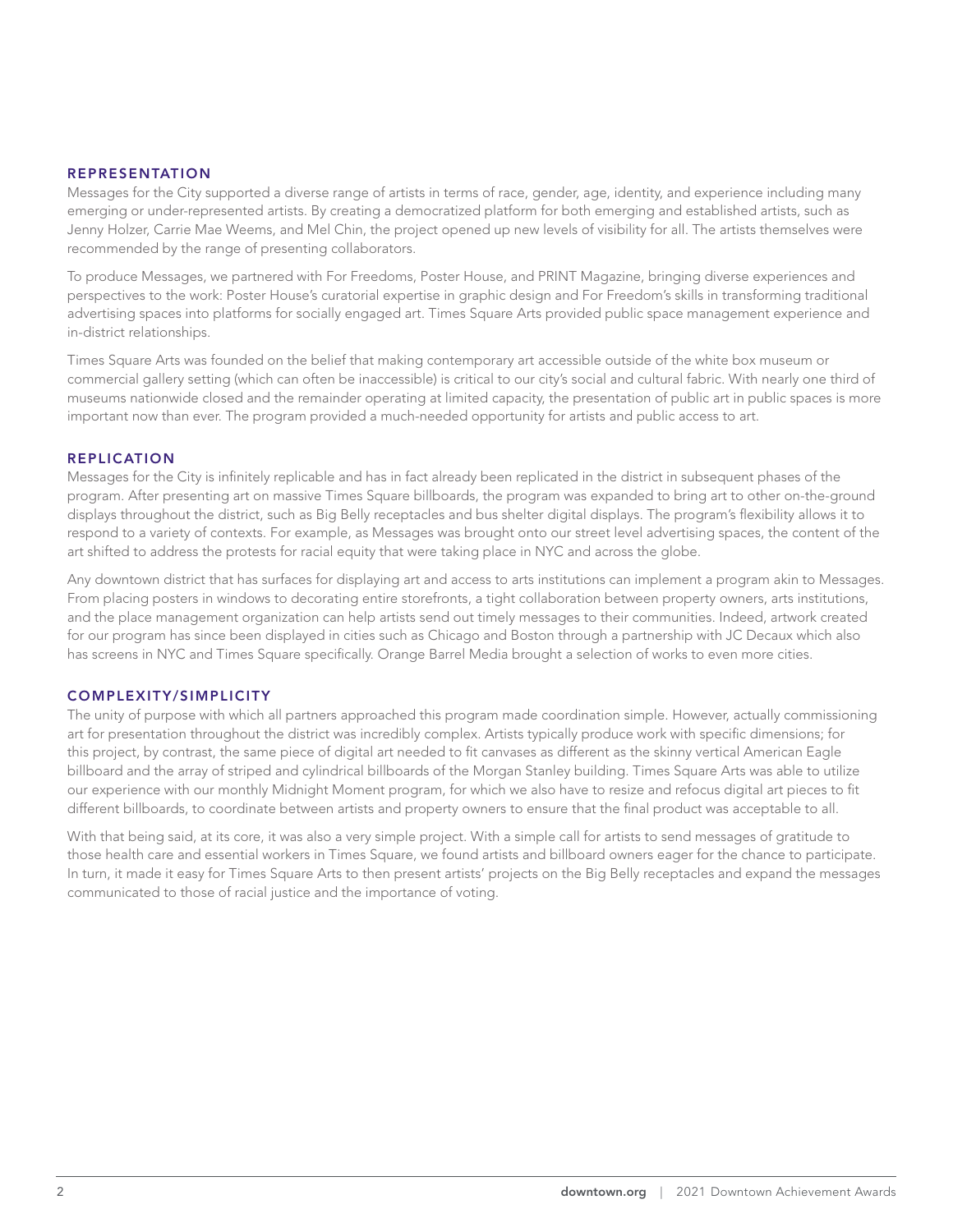## REPRESENTATION

Messages for the City supported a diverse range of artists in terms of race, gender, age, identity, and experience including many emerging or under-represented artists. By creating a democratized platform for both emerging and established artists, such as Jenny Holzer, Carrie Mae Weems, and Mel Chin, the project opened up new levels of visibility for all. The artists themselves were recommended by the range of presenting collaborators.

To produce Messages, we partnered with For Freedoms, Poster House, and PRINT Magazine, bringing diverse experiences and perspectives to the work: Poster House's curatorial expertise in graphic design and For Freedom's skills in transforming traditional advertising spaces into platforms for socially engaged art. Times Square Arts provided public space management experience and in-district relationships.

Times Square Arts was founded on the belief that making contemporary art accessible outside of the white box museum or commercial gallery setting (which can often be inaccessible) is critical to our city's social and cultural fabric. With nearly one third of museums nationwide closed and the remainder operating at limited capacity, the presentation of public art in public spaces is more important now than ever. The program provided a much-needed opportunity for artists and public access to art.

## REPLICATION

Messages for the City is infinitely replicable and has in fact already been replicated in the district in subsequent phases of the program. After presenting art on massive Times Square billboards, the program was expanded to bring art to other on-the-ground displays throughout the district, such as Big Belly receptacles and bus shelter digital displays. The program's flexibility allows it to respond to a variety of contexts. For example, as Messages was brought onto our street level advertising spaces, the content of the art shifted to address the protests for racial equity that were taking place in NYC and across the globe.

Any downtown district that has surfaces for displaying art and access to arts institutions can implement a program akin to Messages. From placing posters in windows to decorating entire storefronts, a tight collaboration between property owners, arts institutions, and the place management organization can help artists send out timely messages to their communities. Indeed, artwork created for our program has since been displayed in cities such as Chicago and Boston through a partnership with JC Decaux which also has screens in NYC and Times Square specifically. Orange Barrel Media brought a selection of works to even more cities.

## COMPLEXITY/SIMPLICITY

The unity of purpose with which all partners approached this program made coordination simple. However, actually commissioning art for presentation throughout the district was incredibly complex. Artists typically produce work with specific dimensions; for this project, by contrast, the same piece of digital art needed to fit canvases as different as the skinny vertical American Eagle billboard and the array of striped and cylindrical billboards of the Morgan Stanley building. Times Square Arts was able to utilize our experience with our monthly Midnight Moment program, for which we also have to resize and refocus digital art pieces to fit different billboards, to coordinate between artists and property owners to ensure that the final product was acceptable to all.

With that being said, at its core, it was also a very simple project. With a simple call for artists to send messages of gratitude to those health care and essential workers in Times Square, we found artists and billboard owners eager for the chance to participate. In turn, it made it easy for Times Square Arts to then present artists' projects on the Big Belly receptacles and expand the messages communicated to those of racial justice and the importance of voting.